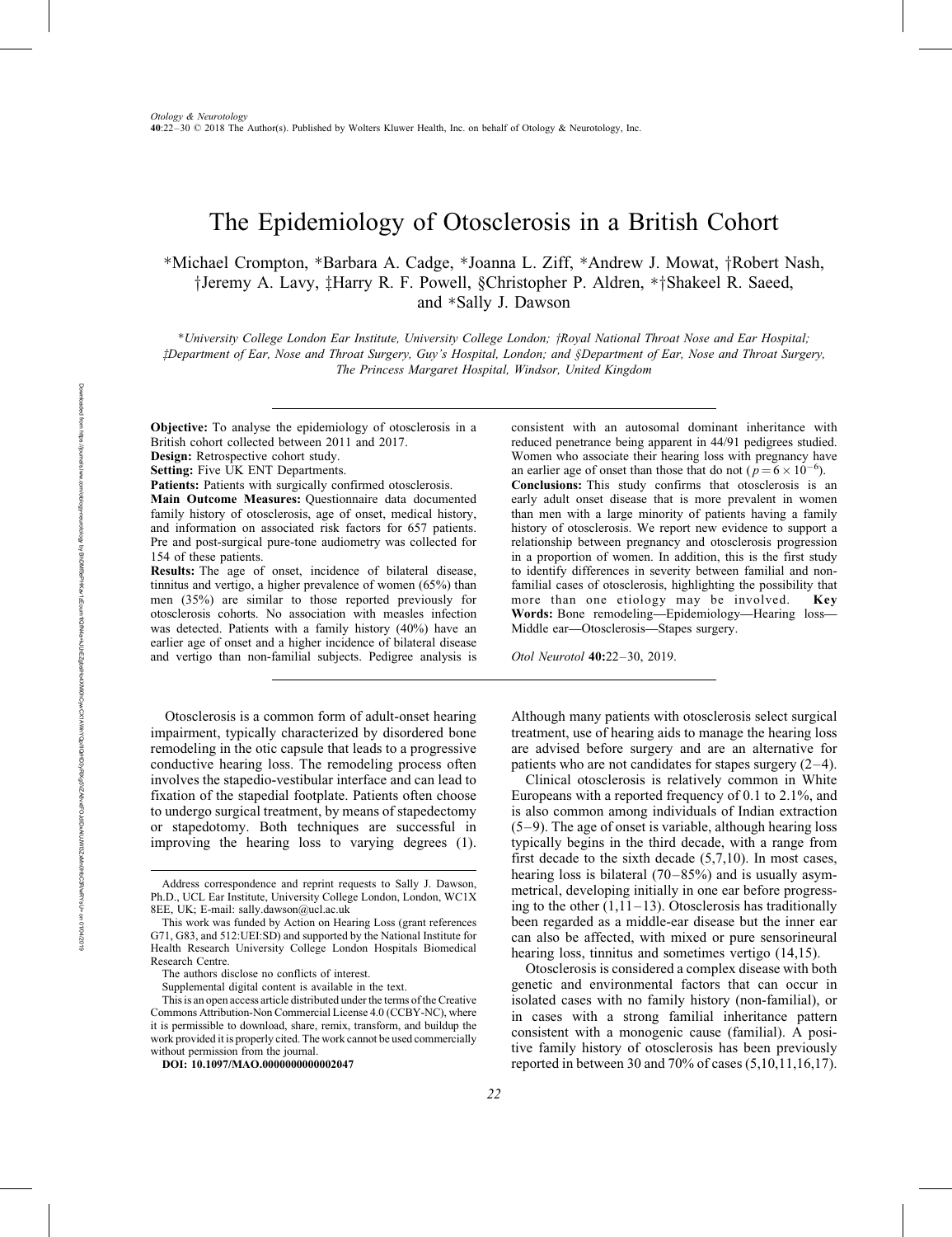# The Epidemiology of Otosclerosis in a British Cohort

*Michael Crompton, *Barbara A. Cadge, *Joanna L. Ziff, *Andrew J. Mowat, †Robert Nash, †Jeremy A. Lavy, ‡Harry R. F. Powell, §Christopher P. Aldren, *†Shakeel R. Saeed, and *Sally J. Dawson

*University College London Ear Institute, University College London; †Royal National Throat Nose and Ear Hospital; ‡Department of Ear, Nose and Throat Surgery, Guy's Hospital, London; and §Christopher P. Aldren, Department of Ear, Nose and Throat Surgery, The Princess Margaret Hospital, Windsor, United Kingdom

**Objective:** To analyse the epidemiology of otosclerosis in a British cohort collected between 2011 and 2017.

**Design:** Retrospective cohort study.

**Setting:** Five UK ENT Departments.

**Patients:** Patients with surgically confirmed otosclerosis.

**Main Outcome Measures:** Questionnaire data documented family history of otosclerosis, age of onset, medical history, and information on associated risk factors for 657 patients. Pre and post-surgical pure-tone audiometry was collected for 154 of these patients.

**Results:** The age of onset, incidence of bilateral disease, tinnitus and vertigo, a higher prevalence of women (65%) than men (35%) are similar to those reported previously for otosclerosis cohorts. No association with measles infection was detected. Patients with a family history (40%) have an earlier age of onset and a higher incidence of bilateral disease and vertigo than non-familial subjects. Pedigree analysis is consistent with an autosomal dominant inheritance with reduced penetrance being apparent in 44/91 pedigrees studied. Women who associate their hearing loss with pregnancy have an earlier age of onset than those that do not ($p = 6 \times 10^{-6}$).

**Conclusions:** This study confirms that otosclerosis is an early adult onset disease that is more prevalent in women than men with a large minority of patients having a family history of otosclerosis. We report new evidence to support a relationship between pregnancy and otosclerosis progression in a proportion of women. In addition, this is the first study to identify differences in severity between familial and non-familial cases of otosclerosis, highlighting the possibility that more than one etiology may be involved. **Key Words:** Bone remodeling—Epidemiology—Hearing loss—Middle ear—Otosclerosis—Stapes surgery.

*Otol Neurotol* **40**:22–30, 2019.

Otosclerosis is a common form of adult-onset hearing impairment, typically characterized by disordered bone remodeling in the otic capsule that leads to a progressive conductive hearing loss. The remodeling process often involves the stapedio-vestibular interface and can lead to fixation of the stapedial footplate. Patients often choose to undergo surgical treatment, by means of stapedectomy or stapedotomy. Both techniques are successful in improving the hearing loss to varying degrees (1). Although many patients with otosclerosis select surgical treatment, use of hearing aids to manage the hearing loss are advised before surgery and are an alternative for patients who are not candidates for stapes surgery (2–4).

Clinical otosclerosis is relatively common in White Europeans with a reported frequency of 0.1 to 2.1%, and is also common among individuals of Indian extraction (5–9). The age of onset is variable, although hearing loss typically begins in the third decade, with a range from first decade to the sixth decade (5,7,10). In most cases, hearing loss is bilateral (70–85%) and is usually asymmetrical, developing initially in one ear before progressing to the other (1,11–13). Otosclerosis has traditionally been regarded as a middle-ear disease but the inner ear can also be affected, with mixed or pure sensorineural hearing loss, tinnitus and sometimes vertigo (14,15).

Otosclerosis is considered a complex disease with both genetic and environmental factors that can occur in isolated cases with no family history (non-familial), or in cases with a strong familial inheritance pattern consistent with a monogenic cause (familial). A positive family history of otosclerosis has been previously reported in between 30 and 70% of cases (5,10,11,16,17).

---

Address correspondence and reprint requests to Sally J. Dawson, Ph.D., UCL Ear Institute, University College London, London, WC1X 8EE, UK; E-mail: sally.dawson@ucl.ac.uk

This work was funded by Action on Hearing Loss (grant references G71, G83, and 512:UEI:SD) and supported by the National Institute for Health Research University College London Hospitals Biomedical Research Centre.

The authors disclose no conflicts of interest.

Supplemental digital content is available in the text.

This is an open access article distributed under the terms of the Creative Commons Attribution-Non Commercial License 4.0 (CCBY-NC), where it is permissible to download, share, remix, transform, and buildup the work provided it is properly cited. The work cannot be used commercially without permission from the journal.

DOI: 10.1097/MAO.0000000000002047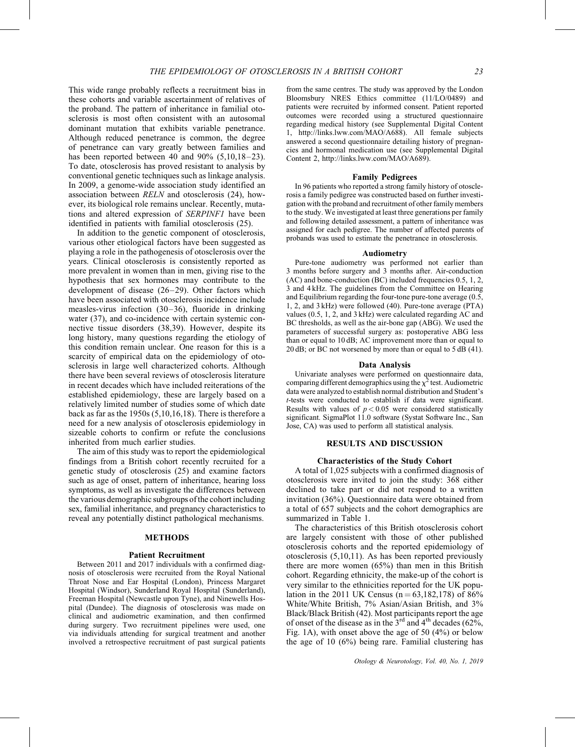This wide range probably reflects a recruitment bias in these cohorts and variable ascertainment of relatives of the proband. The pattern of inheritance in familial otosclerosis is most often consistent with an autosomal dominant mutation that exhibits variable penetrance. Although reduced penetrance is common, the degree of penetrance can vary greatly between families and has been reported between 40 and 90% (5,10,18–23). To date, otosclerosis has proved resistant to analysis by conventional genetic techniques such as linkage analysis. In 2009, a genome-wide association study identified an association between *RELN* and otosclerosis (24), however, its biological role remains unclear. Recently, mutations and altered expression of *SERPINF1* have been identified in patients with familial otosclerosis (25).

In addition to the genetic component of otosclerosis, various other etiological factors have been suggested as playing a role in the pathogenesis of otosclerosis over the years. Clinical otosclerosis is consistently reported as more prevalent in women than in men, giving rise to the hypothesis that sex hormones may contribute to the development of disease (26–29). Other factors which have been associated with otosclerosis incidence include measles-virus infection (30–36), fluoride in drinking water (37), and co-incidence with certain systemic connective tissue disorders (38,39). However, despite its long history, many questions regarding the etiology of this condition remain unclear. One reason for this is a scarcity of empirical data on the epidemiology of otosclerosis in large well characterized cohorts. Although there have been several reviews of otosclerosis literature in recent decades which have included reiterations of the established epidemiology, these are largely based on a relatively limited number of studies some of which date back as far as the 1950s (5,10,16,18). There is therefore a need for a new analysis of otosclerosis epidemiology in sizeable cohorts to confirm or refute the conclusions inherited from much earlier studies.

The aim of this study was to report the epidemiological findings from a British cohort recently recruited for a genetic study of otosclerosis (25) and examine factors such as age of onset, pattern of inheritance, hearing loss symptoms, as well as investigate the differences between the various demographic subgroups of the cohort including sex, familial inheritance, and pregnancy characteristics to reveal any potentially distinct pathological mechanisms.

## METHODS

### Patient Recruitment

Between 2011 and 2017 individuals with a confirmed diagnosis of otosclerosis were recruited from the Royal National Throat Nose and Ear Hospital (London), Princess Margaret Hospital (Windsor), Sunderland Royal Hospital (Sunderland), Freeman Hospital (Newcastle upon Tyne), and Ninewells Hospital (Dundee). The diagnosis of otosclerosis was made on clinical and audiometric examination, and then confirmed during surgery. Two recruitment pipelines were used, one via individuals attending for surgical treatment and another involved a retrospective recruitment of past surgical patients from the same centres. The study was approved by the London Bloomsbury NRES Ethics committee (11/LO/0489) and patients were recruited by informed consent. Patient reported outcomes were recorded using a structured questionnaire regarding medical history (see Supplemental Digital Content 1, http://links.lww.com/MAO/A688). All female subjects answered a second questionnaire detailing history of pregnancies and hormonal medication use (see Supplemental Digital Content 2, http://links.lww.com/MAO/A689).

### Family Pedigrees

In 96 patients who reported a strong family history of otosclerosis a family pedigree was constructed based on further investigation with the proband and recruitment of other family members to the study. We investigated at least three generations per family and following detailed assessment, a pattern of inheritance was assigned for each pedigree. The number of affected parents of probands was used to estimate the penetrance in otosclerosis.

### Audiometry

Pure-tone audiometry was performed not earlier than 3 months before surgery and 3 months after. Air-conduction (AC) and bone-conduction (BC) included frequencies 0.5, 1, 2, 3 and 4 kHz. The guidelines from the Committee on Hearing and Equilibrium regarding the four-tone pure-tone average (0.5, 1, 2, and 3 kHz) were followed (40). Pure-tone average (PTA) values (0.5, 1, 2, and 3 kHz) were calculated regarding AC and BC thresholds, as well as the air-bone gap (ABG). We used the parameters of successful surgery as: postoperative ABG less than or equal to 10 dB; AC improvement more than or equal to 20 dB; or BC not worsened by more than or equal to 5 dB (41).

### Data Analysis

Univariate analyses were performed on questionnaire data, comparing different demographics using the $\chi^2$ test. Audiometric data were analyzed to establish normal distribution and Student's *t*-tests were conducted to establish if data were significant. Results with values of $p < 0.05$ were considered statistically significant. SigmaPlot 11.0 software (Systat Software Inc., San Jose, CA) was used to perform all statistical analysis.

## RESULTS AND DISCUSSION

### Characteristics of the Study Cohort

A total of 1,025 subjects with a confirmed diagnosis of otosclerosis were invited to join the study: 368 either declined to take part or did not respond to a written invitation (36%). Questionnaire data were obtained from a total of 657 subjects and the cohort demographics are summarized in Table 1.

The characteristics of this British otosclerosis cohort are largely consistent with those of other published otosclerosis cohorts and the reported epidemiology of otosclerosis (5,10,11). As has been reported previously there are more women (65%) than men in this British cohort. Regarding ethnicity, the make-up of the cohort is very similar to the ethnicities reported for the UK population in the 2011 UK Census ($n = 63{,}182{,}178$) of 86% White/White British, 7% Asian/Asian British, and 3% Black/Black British (42). Most participants report the age of onset of the disease as in the 3rd and 4th decades (62%, Fig. 1A), with onset above the age of 50 (4%) or below the age of 10 (6%) being rare. Familial clustering has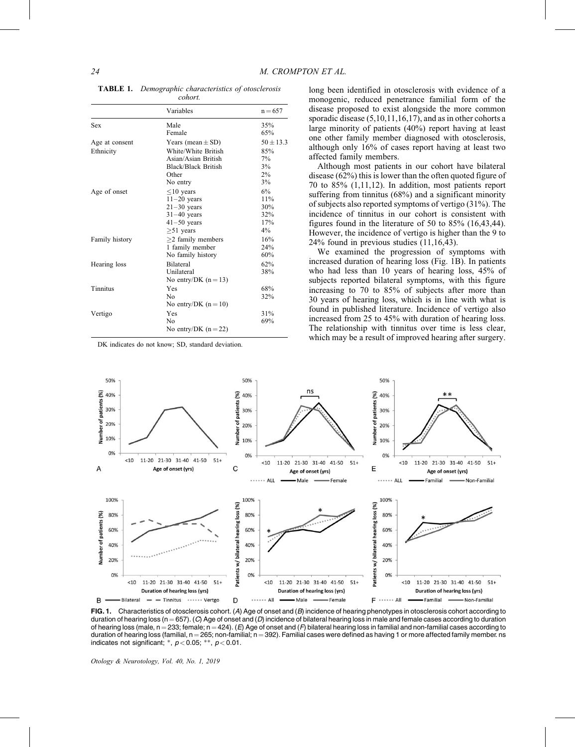**TABLE 1.** *Demographic characteristics of otosclerosis cohort.*

| | Variables | n = 657 |
|---|---|---|
| Sex | Male | 35% |
| | Female | 65% |
| Age at consent | Years (mean ± SD) | 50 ± 13.3 |
| Ethnicity | White/White British | 85% |
| | Asian/Asian British | 7% |
| | Black/Black British | 3% |
| | Other | 2% |
| | No entry | 3% |
| Age of onset | ≤10 years | 6% |
| | 11–20 years | 11% |
| | 21–30 years | 30% |
| | 31–40 years | 32% |
| | 41–50 years | 17% |
| | ≥51 years | 4% |
| Family history | ≥2 family members | 16% |
| | 1 family member | 24% |
| | No family history | 60% |
| Hearing loss | Bilateral | 62% |
| | Unilateral | 38% |
| | No entry/DK (n = 13) | |
| Tinnitus | Yes | 68% |
| | No | 32% |
| | No entry/DK (n = 10) | |
| Vertigo | Yes | 31% |
| | No | 69% |
| | No entry/DK (n = 22) | |

DK indicates do not know; SD, standard deviation.

long been identified in otosclerosis with evidence of a monogenic, reduced penetrance familial form of the disease proposed to exist alongside the more common sporadic disease (5,10,11,16,17), and as in other cohorts a large minority of patients (40%) report having at least one other family member diagnosed with otosclerosis, although only 16% of cases report having at least two affected family members.

Although most patients in our cohort have bilateral disease (62%) this is lower than the often quoted figure of 70 to 85% (1,11,12). In addition, most patients report suffering from tinnitus (68%) and a significant minority of subjects also reported symptoms of vertigo (31%). The incidence of tinnitus in our cohort is consistent with figures found in the literature of 50 to 85% (16,43,44). However, the incidence of vertigo is higher than the 9 to 24% found in previous studies (11,16,43).

We examined the progression of symptoms with increased duration of hearing loss (Fig. 1B). In patients who had less than 10 years of hearing loss, 45% of subjects reported bilateral symptoms, with this figure increasing to 70 to 85% of subjects after more than 30 years of hearing loss, which is in line with what is found in published literature. Incidence of vertigo also increased from 25 to 45% with duration of hearing loss. The relationship with tinnitus over time is less clear, which may be a result of improved hearing after surgery.

**FIG. 1.** Characteristics of otosclerosis cohort. (*A*) Age of onset and (*B*) incidence of hearing phenotypes in otosclerosis cohort according to duration of hearing loss (n = 657). (*C*) Age of onset and (*D*) incidence of bilateral hearing loss in male and female cases according to duration of hearing loss (male, n = 233; female; n = 424). (*E*) Age of onset and (*F*) bilateral hearing loss in familial and non-familial cases according to duration of hearing loss (familial, n = 265; non-familial; n = 392). Familial cases were defined as having 1 or more affected family member. ns indicates not significant; *, $p < 0.05$; **, $p < 0.01$.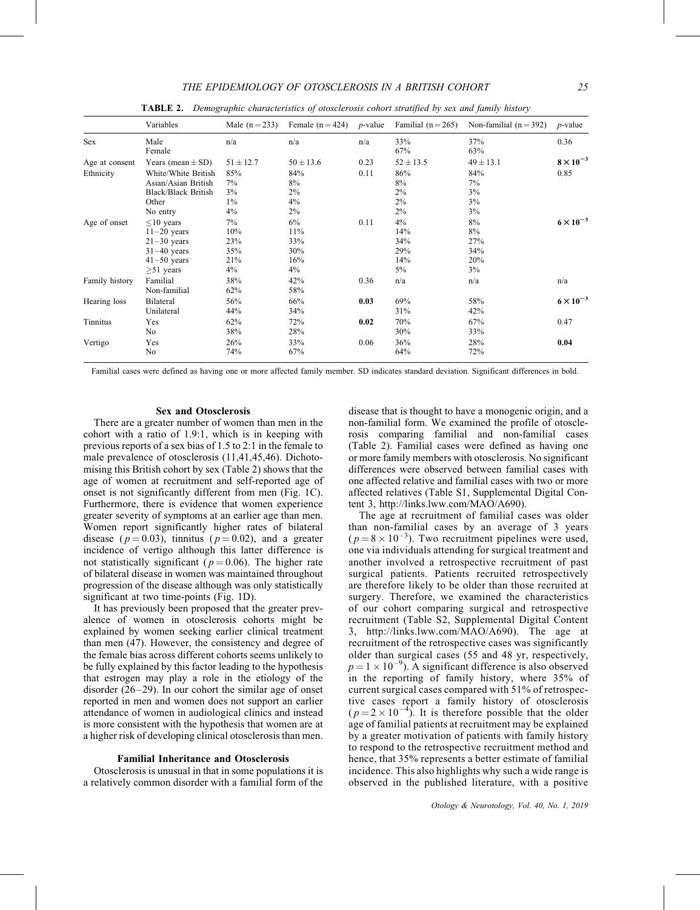**TABLE 2.** *Demographic characteristics of otosclerosis cohort stratified by sex and family history*

| | Variables | Male (n = 233) | Female (n = 424) | *p*-value | Familial (n = 265) | Non-familial (n = 392) | *p*-value |
|---|---|---|---|---|---|---|---|
| Sex | Male | n/a | n/a | n/a | 33% | 37% | 0.36 |
| | Female | | | | 67% | 63% | |
| Age at consent | Years (mean ± SD) | 51 ± 12.7 | 50 ± 13.6 | 0.23 | 52 ± 13.5 | 49 ± 13.1 | $\mathbf{8\times10^{-3}}$ |
| Ethnicity | White/White British | 85% | 84% | 0.11 | 86% | 84% | 0.85 |
| | Asian/Asian British | 7% | 8% | | 8% | 7% | |
| | Black/Black British | 3% | 2% | | 2% | 3% | |
| | Other | 1% | 4% | | 2% | 3% | |
| | No entry | 4% | 2% | | 2% | 3% | |
| Age of onset | ≤10 years | 7% | 6% | 0.11 | 4% | 8% | $\mathbf{6\times10^{-3}}$ |
| | 11–20 years | 10% | 11% | | 14% | 8% | |
| | 21–30 years | 23% | 33% | | 34% | 27% | |
| | 31–40 years | 35% | 30% | | 29% | 34% | |
| | 41–50 years | 21% | 16% | | 14% | 20% | |
| | ≥51 years | 4% | 4% | | 5% | 3% | |
| Family history | Familial | 38% | 42% | 0.36 | n/a | n/a | n/a |
| | Non-familial | 62% | 58% | | | | |
| Hearing loss | Bilateral | 56% | 66% | **0.03** | 69% | 58% | $\mathbf{6\times10^{-3}}$ |
| | Unilateral | 44% | 34% | | 31% | 42% | |
| Tinnitus | Yes | 62% | 72% | **0.02** | 70% | 67% | 0.47 |
| | No | 38% | 28% | | 30% | 33% | |
| Vertigo | Yes | 26% | 33% | 0.06 | 36% | 28% | **0.04** |
| | No | 74% | 67% | | 64% | 72% | |

Familial cases were defined as having one or more affected family member. SD indicates standard deviation. Significant differences in bold.

### Sex and Otosclerosis

There are a greater number of women than men in the cohort with a ratio of 1.9:1, which is in keeping with previous reports of a sex bias of 1.5 to 2:1 in the female to male prevalence of otosclerosis (11,41,45,46). Dichotomising this British cohort by sex (Table 2) shows that the age of women at recruitment and self-reported age of onset is not significantly different from men (Fig. 1C). Furthermore, there is evidence that women experience greater severity of symptoms at an earlier age than men. Women report significantly higher rates of bilateral disease ($p = 0.03$), tinnitus ($p = 0.02$), and a greater incidence of vertigo although this latter difference is not statistically significant ($p = 0.06$). The higher rate of bilateral disease in women was maintained throughout progression of the disease although was only statistically significant at two time-points (Fig. 1D).

It has previously been proposed that the greater prevalence of women in otosclerosis cohorts might be explained by women seeking earlier clinical treatment than men (47). However, the consistency and degree of the female bias across different cohorts seems unlikely to be fully explained by this factor leading to the hypothesis that estrogen may play a role in the etiology of the disorder (26–29). In our cohort the similar age of onset reported in men and women does not support an earlier attendance of women in audiological clinics and instead is more consistent with the hypothesis that women are at a higher risk of developing clinical otosclerosis than men.

### Familial Inheritance and Otosclerosis

Otosclerosis is unusual in that in some populations it is a relatively common disorder with a familial form of the disease that is thought to have a monogenic origin, and a non-familial form. We examined the profile of otosclerosis comparing familial and non-familial cases (Table 2). Familial cases were defined as having one or more family members with otosclerosis. No significant differences were observed between familial cases with one affected relative and familial cases with two or more affected relatives (Table S1, Supplemental Digital Content 3, http://links.lww.com/MAO/A690).

The age at recruitment of familial cases was older than non-familial cases by an average of 3 years ($p = 8 \times 10^{-3}$). Two recruitment pipelines were used, one via individuals attending for surgical treatment and another involved a retrospective recruitment of past surgical patients. Patients recruited retrospectively are therefore likely to be older than those recruited at surgery. Therefore, we examined the characteristics of our cohort comparing surgical and retrospective recruitment (Table S2, Supplemental Digital Content 3, http://links.lww.com/MAO/A690). The age at recruitment of the retrospective cases was significantly older than surgical cases (55 and 48 yr, respectively, $p = 1 \times 10^{-9}$). A significant difference is also observed in the reporting of family history, where 35% of current surgical cases compared with 51% of retrospective cases report a family history of otosclerosis ($p = 2 \times 10^{-4}$). It is therefore possible that the older age of familial patients at recruitment may be explained by a greater motivation of patients with family history to respond to the retrospective recruitment method and hence, that 35% represents a better estimate of familial incidence. This also highlights why such a wide range is observed in the published literature, with a positive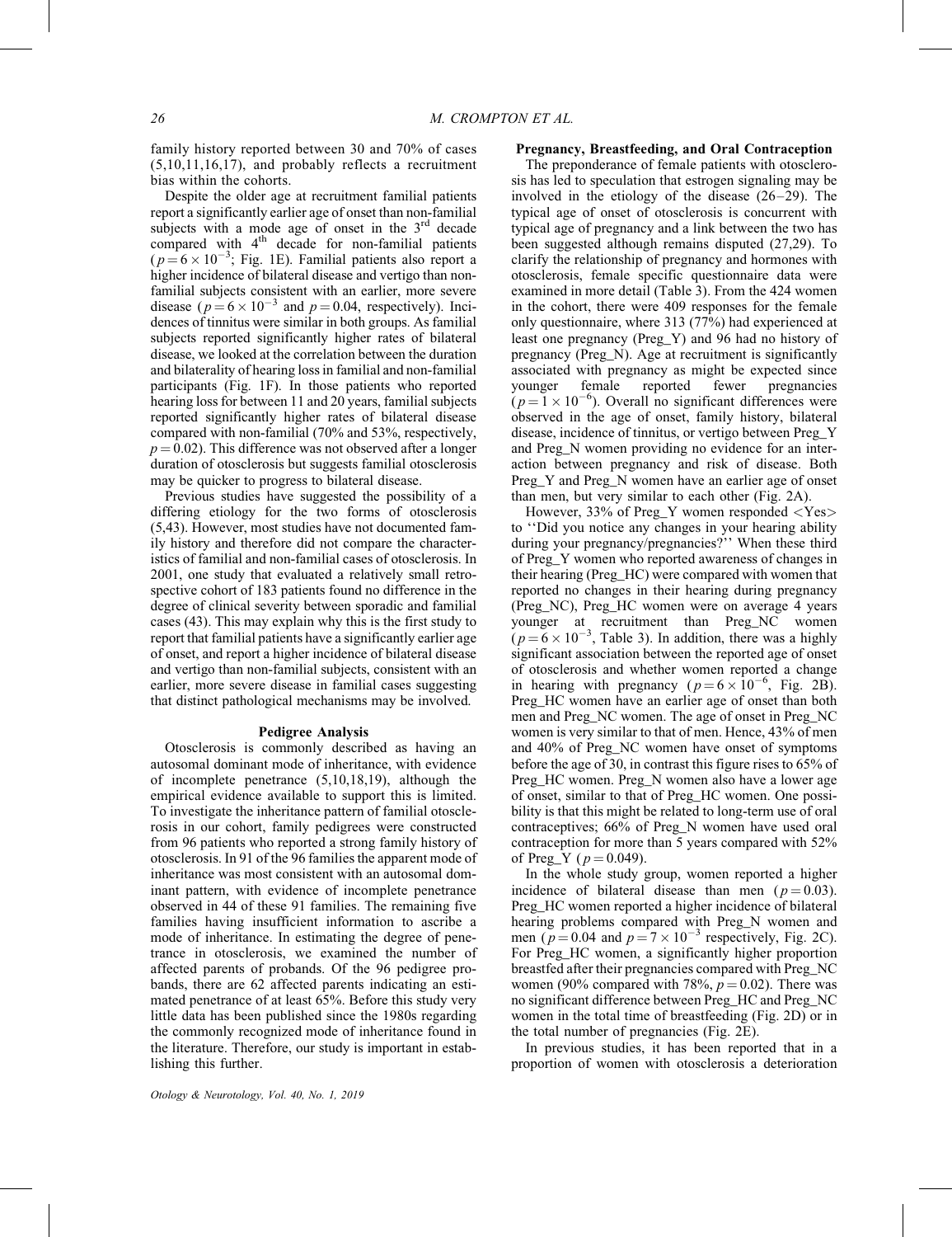family history reported between 30 and 70% of cases (5,10,11,16,17), and probably reflects a recruitment bias within the cohorts.

Despite the older age at recruitment familial patients report a significantly earlier age of onset than non-familial subjects with a mode age of onset in the 3rd decade compared with 4th decade for non-familial patients ($p = 6 \times 10^{-3}$; Fig. 1E). Familial patients also report a higher incidence of bilateral disease and vertigo than non-familial subjects consistent with an earlier, more severe disease ($p = 6 \times 10^{-3}$ and $p = 0.04$, respectively). Incidences of tinnitus were similar in both groups. As familial subjects reported significantly higher rates of bilateral disease, we looked at the correlation between the duration and bilaterality of hearing loss in familial and non-familial participants (Fig. 1F). In those patients who reported hearing loss for between 11 and 20 years, familial subjects reported significantly higher rates of bilateral disease compared with non-familial (70% and 53%, respectively, $p = 0.02$). This difference was not observed after a longer duration of otosclerosis but suggests familial otosclerosis may be quicker to progress to bilateral disease.

Previous studies have suggested the possibility of a differing etiology for the two forms of otosclerosis (5,43). However, most studies have not documented family history and therefore did not compare the characteristics of familial and non-familial cases of otosclerosis. In 2001, one study that evaluated a relatively small retrospective cohort of 183 patients found no difference in the degree of clinical severity between sporadic and familial cases (43). This may explain why this is the first study to report that familial patients have a significantly earlier age of onset, and report a higher incidence of bilateral disease and vertigo than non-familial subjects, consistent with an earlier, more severe disease in familial cases suggesting that distinct pathological mechanisms may be involved.

## Pedigree Analysis

Otosclerosis is commonly described as having an autosomal dominant mode of inheritance, with evidence of incomplete penetrance (5,10,18,19), although the empirical evidence available to support this is limited. To investigate the inheritance pattern of familial otosclerosis in our cohort, family pedigrees were constructed from 96 patients who reported a strong family history of otosclerosis. In 91 of the 96 families the apparent mode of inheritance was most consistent with an autosomal dominant pattern, with evidence of incomplete penetrance observed in 44 of these 91 families. The remaining five families having insufficient information to ascribe a mode of inheritance. In estimating the degree of penetrance in otosclerosis, we examined the number of affected parents of probands. Of the 96 pedigree probands, there are 62 affected parents indicating an estimated penetrance of at least 65%. Before this study very little data has been published since the 1980s regarding the commonly recognized mode of inheritance found in the literature. Therefore, our study is important in establishing this further.

## Pregnancy, Breastfeeding, and Oral Contraception

The preponderance of female patients with otosclerosis has led to speculation that estrogen signaling may be involved in the etiology of the disease (26–29). The typical age of onset of otosclerosis is concurrent with typical age of pregnancy and a link between the two has been suggested although remains disputed (27,29). To clarify the relationship of pregnancy and hormones with otosclerosis, female specific questionnaire data were examined in more detail (Table 3). From the 424 women in the cohort, there were 409 responses for the female only questionnaire, where 313 (77%) had experienced at least one pregnancy (Preg_Y) and 96 had no history of pregnancy (Preg_N). Age at recruitment is significantly associated with pregnancy as might be expected since younger female reported fewer pregnancies ($p = 1 \times 10^{-6}$). Overall no significant differences were observed in the age of onset, family history, bilateral disease, incidence of tinnitus, or vertigo between Preg_Y and Preg_N women providing no evidence for an interaction between pregnancy and risk of disease. Both Preg_Y and Preg_N women have an earlier age of onset than men, but very similar to each other (Fig. 2A).

However, 33% of Preg_Y women responded <Yes> to ''Did you notice any changes in your hearing ability during your pregnancy/pregnancies?'' When these third of Preg_Y women who reported awareness of changes in their hearing (Preg_HC) were compared with women that reported no changes in their hearing during pregnancy (Preg_NC), Preg_HC women were on average 4 years younger at recruitment than Preg_NC women ($p = 6 \times 10^{-3}$, Table 3). In addition, there was a highly significant association between the reported age of onset of otosclerosis and whether women reported a change in hearing with pregnancy ($p = 6 \times 10^{-6}$, Fig. 2B). Preg_HC women have an earlier age of onset than both men and Preg_NC women. The age of onset in Preg_NC women is very similar to that of men. Hence, 43% of men and 40% of Preg_NC women have onset of symptoms before the age of 30, in contrast this figure rises to 65% of Preg_HC women. Preg_N women also have a lower age of onset, similar to that of Preg_HC women. One possibility is that this might be related to long-term use of oral contraceptives; 66% of Preg_N women have used oral contraception for more than 5 years compared with 52% of Preg_Y ($p = 0.049$).

In the whole study group, women reported a higher incidence of bilateral disease than men ($p = 0.03$). Preg_HC women reported a higher incidence of bilateral hearing problems compared with Preg_N women and men ($p = 0.04$ and $p = 7 \times 10^{-3}$ respectively, Fig. 2C). For Preg_HC women, a significantly higher proportion breastfed after their pregnancies compared with Preg_NC women (90% compared with 78%, $p = 0.02$). There was no significant difference between Preg_HC and Preg_NC women in the total time of breastfeeding (Fig. 2D) or in the total number of pregnancies (Fig. 2E).

In previous studies, it has been reported that in a proportion of women with otosclerosis a deterioration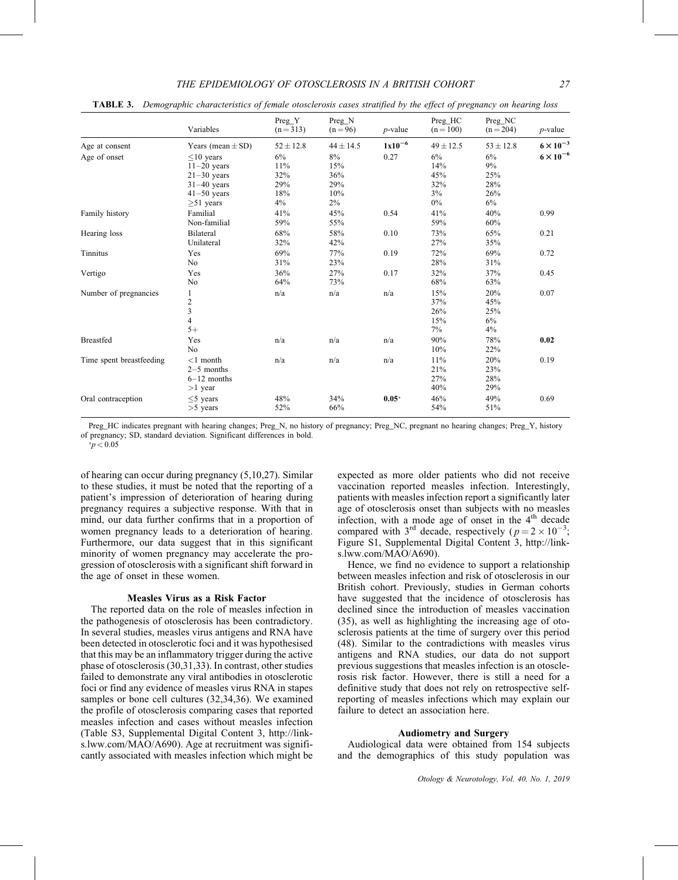**TABLE 3.** *Demographic characteristics of female otosclerosis cases stratified by the effect of pregnancy on hearing loss*

| | Variables | Preg_Y (n = 313) | Preg_N (n = 96) | *p*-value | Preg_HC (n = 100) | Preg_NC (n = 204) | *p*-value |
|---|---|---|---|---|---|---|---|
| Age at consent | Years (mean ± SD) | 52 ± 12.8 | 44 ± 14.5 | $\mathbf{1x10^{-6}}$ | 49 ± 12.5 | 53 ± 12.8 | $\mathbf{6 \times 10^{-3}}$ |
| Age of onset | ≤10 years | 6% | 8% | 0.27 | 6% | 6% | $\mathbf{6 \times 10^{-6}}$ |
| | 11–20 years | 11% | 15% | | 14% | 9% | |
| | 21–30 years | 32% | 36% | | 45% | 25% | |
| | 31–40 years | 29% | 29% | | 32% | 28% | |
| | 41–50 years | 18% | 10% | | 3% | 26% | |
| | ≥51 years | 4% | 2% | | 0% | 6% | |
| Family history | Familial | 41% | 45% | 0.54 | 41% | 40% | 0.99 |
| | Non-familial | 59% | 55% | | 59% | 60% | |
| Hearing loss | Bilateral | 68% | 58% | 0.10 | 73% | 65% | 0.21 |
| | Unilateral | 32% | 42% | | 27% | 35% | |
| Tinnitus | Yes | 69% | 77% | 0.19 | 72% | 69% | 0.72 |
| | No | 31% | 23% | | 28% | 31% | |
| Vertigo | Yes | 36% | 27% | 0.17 | 32% | 37% | 0.45 |
| | No | 64% | 73% | | 68% | 63% | |
| Number of pregnancies | 1 | n/a | n/a | n/a | 15% | 20% | 0.07 |
| | 2 | | | | 37% | 45% | |
| | 3 | | | | 26% | 25% | |
| | 4 | | | | 15% | 6% | |
| | 5+ | | | | 7% | 4% | |
| Breastfed | Yes | n/a | n/a | n/a | 90% | 78% | **0.02** |
| | No | | | | 10% | 22% | |
| Time spent breastfeeding | <1 month | n/a | n/a | n/a | 11% | 20% | 0.19 |
| | 2–5 months | | | | 21% | 23% | |
| | 6–12 months | | | | 27% | 28% | |
| | >1 year | | | | 40% | 29% | |
| Oral contraception | ≤5 years | 48% | 34% | **0.05*** | 46% | 49% | 0.69 |
| | >5 years | 52% | 66% | | 54% | 51% | |

Preg_HC indicates pregnant with hearing changes; Preg_N, no history of pregnancy; Preg_NC, pregnant no hearing changes; Preg_Y, history of pregnancy; SD, standard deviation. Significant differences in bold.
*$p < 0.05$

of hearing can occur during pregnancy (5,10,27). Similar to these studies, it must be noted that the reporting of a patient's impression of deterioration of hearing during pregnancy requires a subjective response. With that in mind, our data further confirms that in a proportion of women pregnancy leads to a deterioration of hearing. Furthermore, our data suggest that in this significant minority of women pregnancy may accelerate the progression of otosclerosis with a significant shift forward in the age of onset in these women.

### Measles Virus as a Risk Factor

The reported data on the role of measles infection in the pathogenesis of otosclerosis has been contradictory. In several studies, measles virus antigens and RNA have been detected in otosclerotic foci and it was hypothesised that this may be an inflammatory trigger during the active phase of otosclerosis (30,31,33). In contrast, other studies failed to demonstrate any viral antibodies in otosclerotic foci or find any evidence of measles virus RNA in stapes samples or bone cell cultures (32,34,36). We examined the profile of otosclerosis comparing cases that reported measles infection and cases without measles infection (Table S3, Supplemental Digital Content 3, http://links.lww.com/MAO/A690). Age at recruitment was significantly associated with measles infection which might be expected as more older patients who did not receive vaccination reported measles infection. Interestingly, patients with measles infection report a significantly later age of otosclerosis onset than subjects with no measles infection, with a mode age of onset in the 4th decade compared with 3rd decade, respectively ($p = 2 \times 10^{-3}$; Figure S1, Supplemental Digital Content 3, http://links.lww.com/MAO/A690).

Hence, we find no evidence to support a relationship between measles infection and risk of otosclerosis in our British cohort. Previously, studies in German cohorts have suggested that the incidence of otosclerosis has declined since the introduction of measles vaccination (35), as well as highlighting the increasing age of otosclerosis patients at the time of surgery over this period (48). Similar to the contradictions with measles virus antigens and RNA studies, our data do not support previous suggestions that measles infection is an otosclerosis risk factor. However, there is still a need for a definitive study that does not rely on retrospective self-reporting of measles infections which may explain our failure to detect an association here.

### Audiometry and Surgery

Audiological data were obtained from 154 subjects and the demographics of this study population was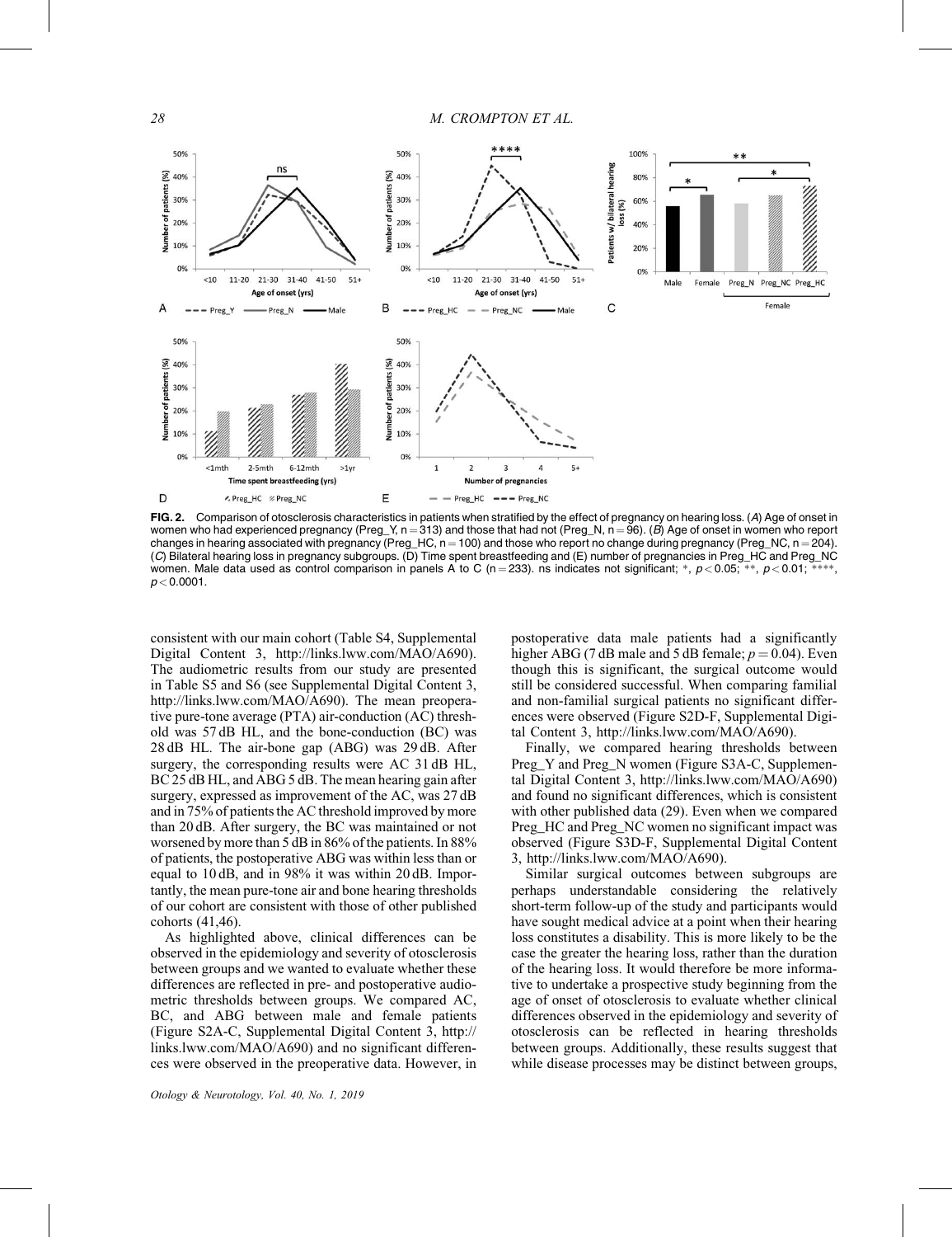**FIG. 2.** Comparison of otosclerosis characteristics in patients when stratified by the effect of pregnancy on hearing loss. (*A*) Age of onset in women who had experienced pregnancy (Preg_Y, n = 313) and those that had not (Preg_N, n = 96). (*B*) Age of onset in women who report changes in hearing associated with pregnancy (Preg_HC, n = 100) and those who report no change during pregnancy (Preg_NC, n = 204). (*C*) Bilateral hearing loss in pregnancy subgroups. (D) Time spent breastfeeding and (E) number of pregnancies in Preg_HC and Preg_NC women. Male data used as control comparison in panels A to C (n = 233). ns indicates not significant; *, $p < 0.05$; **, $p < 0.01$; ****, $p < 0.0001$.

consistent with our main cohort (Table S4, Supplemental Digital Content 3, http://links.lww.com/MAO/A690). The audiometric results from our study are presented in Table S5 and S6 (see Supplemental Digital Content 3, http://links.lww.com/MAO/A690). The mean preoperative pure-tone average (PTA) air-conduction (AC) threshold was 57 dB HL, and the bone-conduction (BC) was 28 dB HL. The air-bone gap (ABG) was 29 dB. After surgery, the corresponding results were AC 31 dB HL, BC 25 dB HL, and ABG 5 dB. The mean hearing gain after surgery, expressed as improvement of the AC, was 27 dB and in 75% of patients the AC threshold improved by more than 20 dB. After surgery, the BC was maintained or not worsened by more than 5 dB in 86% of the patients. In 88% of patients, the postoperative ABG was within less than or equal to 10 dB, and in 98% it was within 20 dB. Importantly, the mean pure-tone air and bone hearing thresholds of our cohort are consistent with those of other published cohorts (41,46).

As highlighted above, clinical differences can be observed in the epidemiology and severity of otosclerosis between groups and we wanted to evaluate whether these differences are reflected in pre- and postoperative audiometric thresholds between groups. We compared AC, BC, and ABG between male and female patients (Figure S2A-C, Supplemental Digital Content 3, http://links.lww.com/MAO/A690) and no significant differences were observed in the preoperative data. However, in postoperative data male patients had a significantly higher ABG (7 dB male and 5 dB female; $p = 0.04$). Even though this is significant, the surgical outcome would still be considered successful. When comparing familial and non-familial surgical patients no significant differences were observed (Figure S2D-F, Supplemental Digital Content 3, http://links.lww.com/MAO/A690).

Finally, we compared hearing thresholds between Preg_Y and Preg_N women (Figure S3A-C, Supplemental Digital Content 3, http://links.lww.com/MAO/A690) and found no significant differences, which is consistent with other published data (29). Even when we compared Preg_HC and Preg_NC women no significant impact was observed (Figure S3D-F, Supplemental Digital Content 3, http://links.lww.com/MAO/A690).

Similar surgical outcomes between subgroups are perhaps understandable considering the relatively short-term follow-up of the study and participants would have sought medical advice at a point when their hearing loss constitutes a disability. This is more likely to be the case the greater the hearing loss, rather than the duration of the hearing loss. It would therefore be more informative to undertake a prospective study beginning from the age of onset of otosclerosis to evaluate whether clinical differences observed in the epidemiology and severity of otosclerosis can be reflected in hearing thresholds between groups. Additionally, these results suggest that while disease processes may be distinct between groups,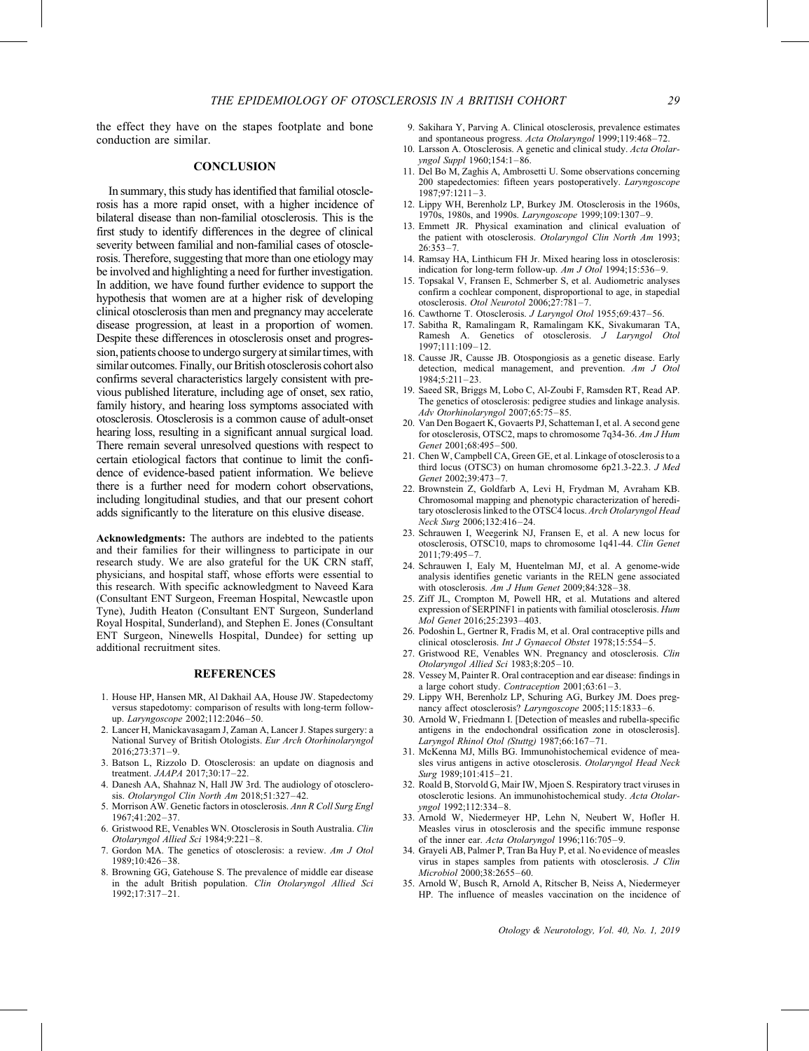the effect they have on the stapes footplate and bone conduction are similar.

## CONCLUSION

In summary, this study has identified that familial otosclerosis has a more rapid onset, with a higher incidence of bilateral disease than non-familial otosclerosis. This is the first study to identify differences in the degree of clinical severity between familial and non-familial cases of otosclerosis. Therefore, suggesting that more than one etiology may be involved and highlighting a need for further investigation. In addition, we have found further evidence to support the hypothesis that women are at a higher risk of developing clinical otosclerosis than men and pregnancy may accelerate disease progression, at least in a proportion of women. Despite these differences in otosclerosis onset and progression, patients choose to undergo surgery at similar times, with similar outcomes. Finally, our British otosclerosis cohort also confirms several characteristics largely consistent with previous published literature, including age of onset, sex ratio, family history, and hearing loss symptoms associated with otosclerosis. Otosclerosis is a common cause of adult-onset hearing loss, resulting in a significant annual surgical load. There remain several unresolved questions with respect to certain etiological factors that continue to limit the confidence of evidence-based patient information. We believe there is a further need for modern cohort observations, including longitudinal studies, and that our present cohort adds significantly to the literature on this elusive disease.

**Acknowledgments:** The authors are indebted to the patients and their families for their willingness to participate in our research study. We are also grateful for the UK CRN staff, physicians, and hospital staff, whose efforts were essential to this research. With specific acknowledgment to Naveed Kara (Consultant ENT Surgeon, Freeman Hospital, Newcastle upon Tyne), Judith Heaton (Consultant ENT Surgeon, Sunderland Royal Hospital, Sunderland), and Stephen E. Jones (Consultant ENT Surgeon, Ninewells Hospital, Dundee) for setting up additional recruitment sites.

## REFERENCES

1. House HP, Hansen MR, Al Dakhail AA, House JW. Stapedectomy versus stapedotomy: comparison of results with long-term follow-up. *Laryngoscope* 2002;112:2046–50.
2. Lancer H, Manickavasagam J, Zaman A, Lancer J. Stapes surgery: a National Survey of British Otologists. *Eur Arch Otorhinolaryngol* 2016;273:371–9.
3. Batson L, Rizzolo D. Otosclerosis: an update on diagnosis and treatment. *JAAPA* 2017;30:17–22.
4. Danesh AA, Shahnaz N, Hall JW 3rd. The audiology of otosclerosis. *Otolaryngol Clin North Am* 2018;51:327–42.
5. Morrison AW. Genetic factors in otosclerosis. *Ann R Coll Surg Engl* 1967;41:202–37.
6. Gristwood RE, Venables WN. Otosclerosis in South Australia. *Clin Otolaryngol Allied Sci* 1984;9:221–8.
7. Gordon MA. The genetics of otosclerosis: a review. *Am J Otol* 1989;10:426–38.
8. Browning GG, Gatehouse S. The prevalence of middle ear disease in the adult British population. *Clin Otolaryngol Allied Sci* 1992;17:317–21.
9. Sakihara Y, Parving A. Clinical otosclerosis, prevalence estimates and spontaneous progress. *Acta Otolaryngol* 1999;119:468–72.
10. Larsson A. Otosclerosis. A genetic and clinical study. *Acta Otolaryngol Suppl* 1960;154:1–86.
11. Del Bo M, Zaghis A, Ambrosetti U. Some observations concerning 200 stapedectomies: fifteen years postoperatively. *Laryngoscope* 1987;97:1211–3.
12. Lippy WH, Berenholz LP, Burkey JM. Otosclerosis in the 1960s, 1970s, 1980s, and 1990s. *Laryngoscope* 1999;109:1307–9.
13. Emmett JR. Physical examination and clinical evaluation of the patient with otosclerosis. *Otolaryngol Clin North Am* 1993; 26:353–7.
14. Ramsay HA, Linthicum FH Jr. Mixed hearing loss in otosclerosis: indication for long-term follow-up. *Am J Otol* 1994;15:536–9.
15. Topsakal V, Fransen E, Schmerber S, et al. Audiometric analyses confirm a cochlear component, disproportional to age, in stapedial otosclerosis. *Otol Neurotol* 2006;27:781–7.
16. Cawthorne T. Otosclerosis. *J Laryngol Otol* 1955;69:437–56.
17. Sabitha R, Ramalingam R, Ramalingam KK, Sivakumaran TA, Ramesh A. Genetics of otosclerosis. *J Laryngol Otol* 1997;111:109–12.
18. Causse JR, Causse JB. Otospongiosis as a genetic disease. Early detection, medical management, and prevention. *Am J Otol* 1984;5:211–23.
19. Saeed SR, Briggs M, Lobo C, Al-Zoubi F, Ramsden RT, Read AP. The genetics of otosclerosis: pedigree studies and linkage analysis. *Adv Otorhinolaryngol* 2007;65:75–85.
20. Van Den Bogaert K, Govaerts PJ, Schatteman I, et al. A second gene for otosclerosis, OTSC2, maps to chromosome 7q34-36. *Am J Hum Genet* 2001;68:495–500.
21. Chen W, Campbell CA, Green GE, et al. Linkage of otosclerosis to a third locus (OTSC3) on human chromosome 6p21.3-22.3. *J Med Genet* 2002;39:473–7.
22. Brownstein Z, Goldfarb A, Levi H, Frydman M, Avraham KB. Chromosomal mapping and phenotypic characterization of hereditary otosclerosis linked to the OTSC4 locus. *Arch Otolaryngol Head Neck Surg* 2006;132:416–24.
23. Schrauwen I, Weegerink NJ, Fransen E, et al. A new locus for otosclerosis, OTSC10, maps to chromosome 1q41-44. *Clin Genet* 2011;79:495–7.
24. Schrauwen I, Ealy M, Huentelman MJ, et al. A genome-wide analysis identifies genetic variants in the RELN gene associated with otosclerosis. *Am J Hum Genet* 2009;84:328–38.
25. Ziff JL, Crompton M, Powell HR, et al. Mutations and altered expression of SERPINF1 in patients with familial otosclerosis. *Hum Mol Genet* 2016;25:2393–403.
26. Podoshin L, Gertner R, Fradis M, et al. Oral contraceptive pills and clinical otosclerosis. *Int J Gynaecol Obstet* 1978;15:554–5.
27. Gristwood RE, Venables WN. Pregnancy and otosclerosis. *Clin Otolaryngol Allied Sci* 1983;8:205–10.
28. Vessey M, Painter R. Oral contraception and ear disease: findings in a large cohort study. *Contraception* 2001;63:61–3.
29. Lippy WH, Berenholz LP, Schuring AG, Burkey JM. Does pregnancy affect otosclerosis? *Laryngoscope* 2005;115:1833–6.
30. Arnold W, Friedmann I. [Detection of measles and rubella-specific antigens in the endochondral ossification zone in otosclerosis]. *Laryngol Rhinol Otol (Stuttg)* 1987;66:167–71.
31. McKenna MJ, Mills BG. Immunohistochemical evidence of measles virus antigens in active otosclerosis. *Otolaryngol Head Neck Surg* 1989;101:415–21.
32. Roald B, Storvold G, Mair IW, Mjoen S. Respiratory tract viruses in otosclerotic lesions. An immunohistochemical study. *Acta Otolaryngol* 1992;112:334–8.
33. Arnold W, Niedermeyer HP, Lehn N, Neubert W, Hofler H. Measles virus in otosclerosis and the specific immune response of the inner ear. *Acta Otolaryngol* 1996;116:705–9.
34. Grayeli AB, Palmer P, Tran Ba Huy P, et al. No evidence of measles virus in stapes samples from patients with otosclerosis. *J Clin Microbiol* 2000;38:2655–60.
35. Arnold W, Busch R, Arnold A, Ritscher B, Neiss A, Niedermeyer HP. The influence of measles vaccination on the incidence of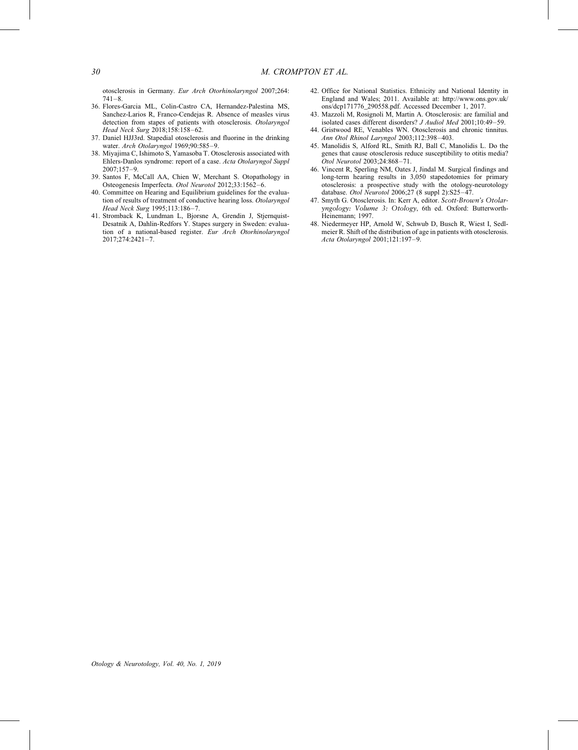otosclerosis in Germany. *Eur Arch Otorhinolaryngol* 2007;264: 741–8.

36. Flores-Garcia ML, Colin-Castro CA, Hernandez-Palestina MS, Sanchez-Larios R, Franco-Cendejas R. Absence of measles virus detection from stapes of patients with otosclerosis. *Otolaryngol Head Neck Surg* 2018;158:158–62.
37. Daniel HJJ3rd. Stapedial otosclerosis and fluorine in the drinking water. *Arch Otolaryngol* 1969;90:585–9.
38. Miyajima C, Ishimoto S, Yamasoba T. Otosclerosis associated with Ehlers-Danlos syndrome: report of a case. *Acta Otolaryngol Suppl* 2007;157–9.
39. Santos F, McCall AA, Chien W, Merchant S. Otopathology in Osteogenesis Imperfecta. *Otol Neurotol* 2012;33:1562–6.
40. Committee on Hearing and Equilibrium guidelines for the evaluation of results of treatment of conductive hearing loss. *Otolaryngol Head Neck Surg* 1995;113:186–7.
41. Stromback K, Lundman L, Bjorsne A, Grendin J, Stjernquist-Desatnik A, Dahlin-Redfors Y. Stapes surgery in Sweden: evaluation of a national-based register. *Eur Arch Otorhinolaryngol* 2017;274:2421–7.
42. Office for National Statistics. Ethnicity and National Identity in England and Wales; 2011. Available at: http://www.ons.gov.uk/ons/dcp171776_290558.pdf. Accessed December 1, 2017.
43. Mazzoli M, Rosignoli M, Martin A. Otosclerosis: are familial and isolated cases different disorders? *J Audiol Med* 2001;10:49–59.
44. Gristwood RE, Venables WN. Otosclerosis and chronic tinnitus. *Ann Otol Rhinol Laryngol* 2003;112:398–403.
45. Manolidis S, Alford RL, Smith RJ, Ball C, Manolidis L. Do the genes that cause otosclerosis reduce susceptibility to otitis media? *Otol Neurotol* 2003;24:868–71.
46. Vincent R, Sperling NM, Oates J, Jindal M. Surgical findings and long-term hearing results in 3,050 stapedotomies for primary otosclerosis: a prospective study with the otology-neurotology database. *Otol Neurotol* 2006;27 (8 suppl 2):S25–47.
47. Smyth G. Otosclerosis. In: Kerr A, editor. *Scott-Brown's Otolaryngology: Volume 3: Otology*, 6th ed. Oxford: Butterworth-Heinemann; 1997.
48. Niedermeyer HP, Arnold W, Schwub D, Busch R, Wiest I, Sedlmeier R. Shift of the distribution of age in patients with otosclerosis. *Acta Otolaryngol* 2001;121:197–9.